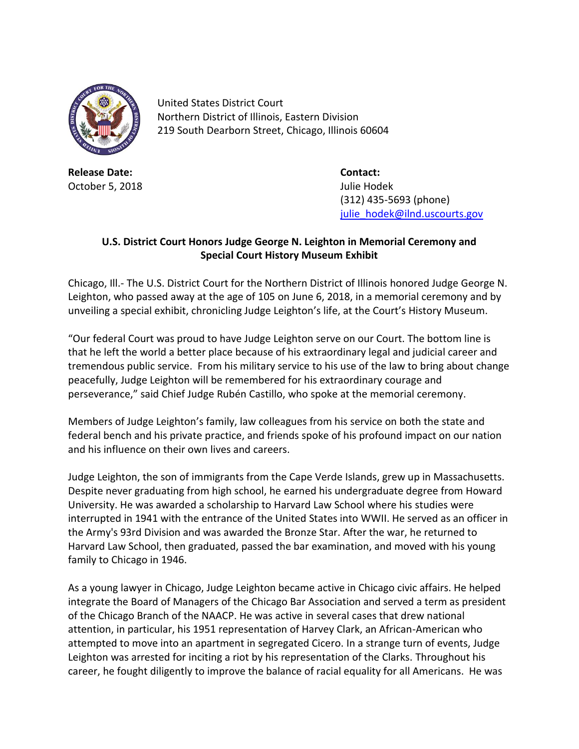United States District Court
Northern District of Illinois, Eastern Division
219 South Dearborn Street, Chicago, Illinois 60604

**Release Date:**
October 5, 2018

**Contact:**
Julie Hodek
(312) 435-5693 (phone)
julie_hodek@ilnd.uscourts.gov

**U.S. District Court Honors Judge George N. Leighton in Memorial Ceremony and Special Court History Museum Exhibit**

Chicago, Ill.- The U.S. District Court for the Northern District of Illinois honored Judge George N. Leighton, who passed away at the age of 105 on June 6, 2018, in a memorial ceremony and by unveiling a special exhibit, chronicling Judge Leighton's life, at the Court's History Museum.

"Our federal Court was proud to have Judge Leighton serve on our Court. The bottom line is that he left the world a better place because of his extraordinary legal and judicial career and tremendous public service. From his military service to his use of the law to bring about change peacefully, Judge Leighton will be remembered for his extraordinary courage and perseverance," said Chief Judge Rubén Castillo, who spoke at the memorial ceremony.

Members of Judge Leighton's family, law colleagues from his service on both the state and federal bench and his private practice, and friends spoke of his profound impact on our nation and his influence on their own lives and careers.

Judge Leighton, the son of immigrants from the Cape Verde Islands, grew up in Massachusetts. Despite never graduating from high school, he earned his undergraduate degree from Howard University. He was awarded a scholarship to Harvard Law School where his studies were interrupted in 1941 with the entrance of the United States into WWII. He served as an officer in the Army's 93rd Division and was awarded the Bronze Star. After the war, he returned to Harvard Law School, then graduated, passed the bar examination, and moved with his young family to Chicago in 1946.

As a young lawyer in Chicago, Judge Leighton became active in Chicago civic affairs. He helped integrate the Board of Managers of the Chicago Bar Association and served a term as president of the Chicago Branch of the NAACP. He was active in several cases that drew national attention, in particular, his 1951 representation of Harvey Clark, an African-American who attempted to move into an apartment in segregated Cicero. In a strange turn of events, Judge Leighton was arrested for inciting a riot by his representation of the Clarks. Throughout his career, he fought diligently to improve the balance of racial equality for all Americans. He was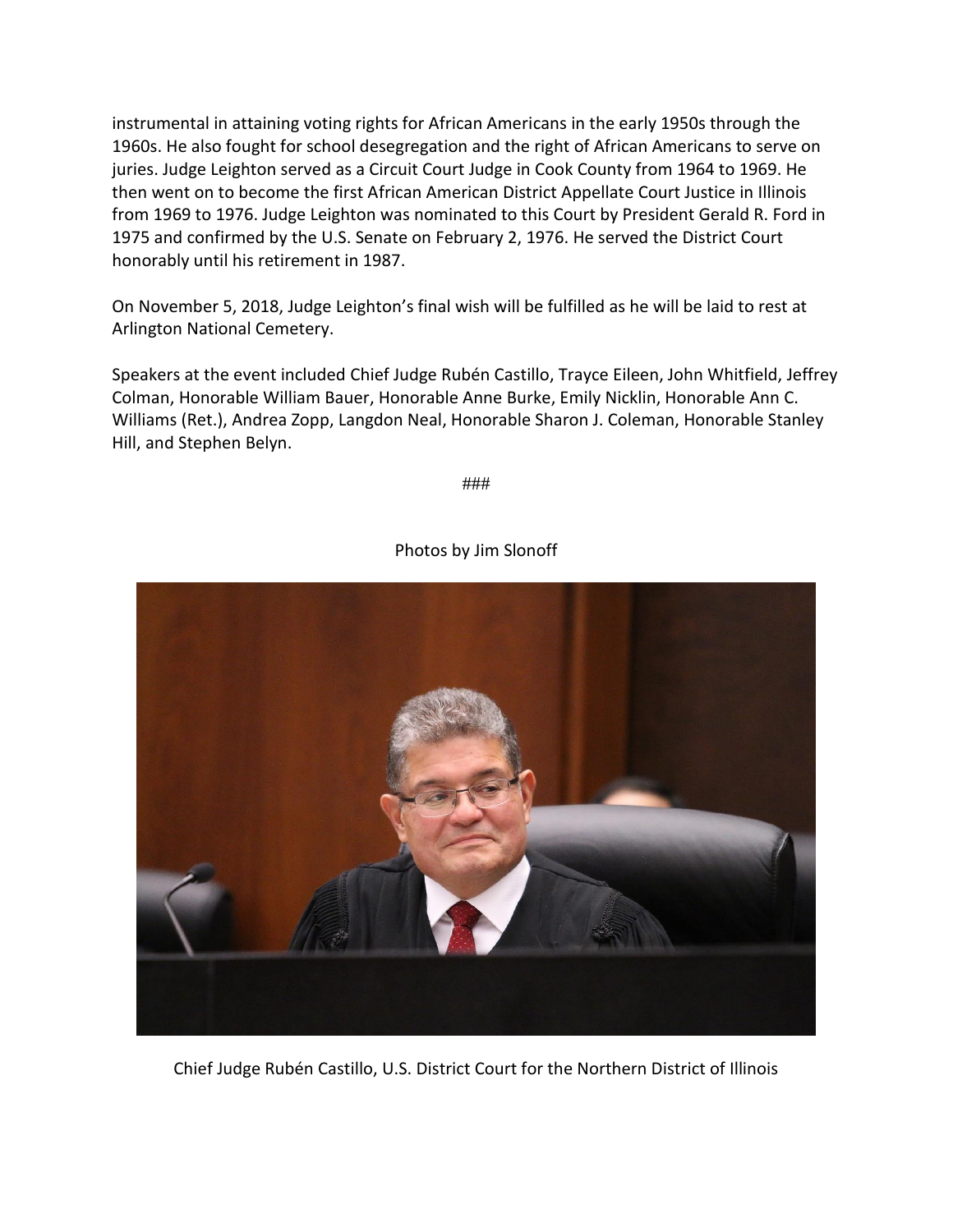instrumental in attaining voting rights for African Americans in the early 1950s through the 1960s. He also fought for school desegregation and the right of African Americans to serve on juries. Judge Leighton served as a Circuit Court Judge in Cook County from 1964 to 1969. He then went on to become the first African American District Appellate Court Justice in Illinois from 1969 to 1976. Judge Leighton was nominated to this Court by President Gerald R. Ford in 1975 and confirmed by the U.S. Senate on February 2, 1976. He served the District Court honorably until his retirement in 1987.

On November 5, 2018, Judge Leighton's final wish will be fulfilled as he will be laid to rest at Arlington National Cemetery.

Speakers at the event included Chief Judge Rubén Castillo, Trayce Eileen, John Whitfield, Jeffrey Colman, Honorable William Bauer, Honorable Anne Burke, Emily Nicklin, Honorable Ann C. Williams (Ret.), Andrea Zopp, Langdon Neal, Honorable Sharon J. Coleman, Honorable Stanley Hill, and Stephen Belyn.

###

Photos by Jim Slonoff

Chief Judge Rubén Castillo, U.S. District Court for the Northern District of Illinois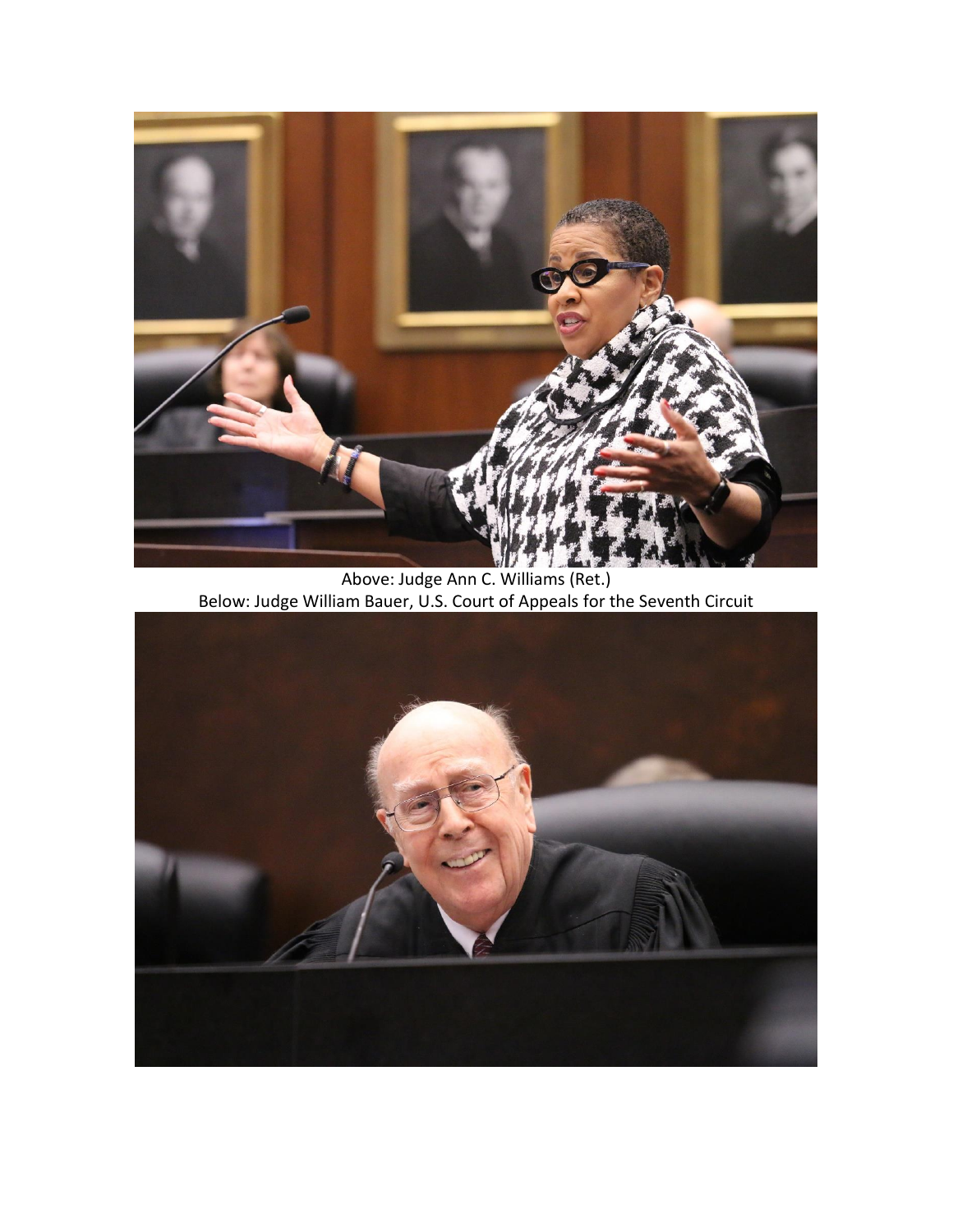Above: Judge Ann C. Williams (Ret.)
Below: Judge William Bauer, U.S. Court of Appeals for the Seventh Circuit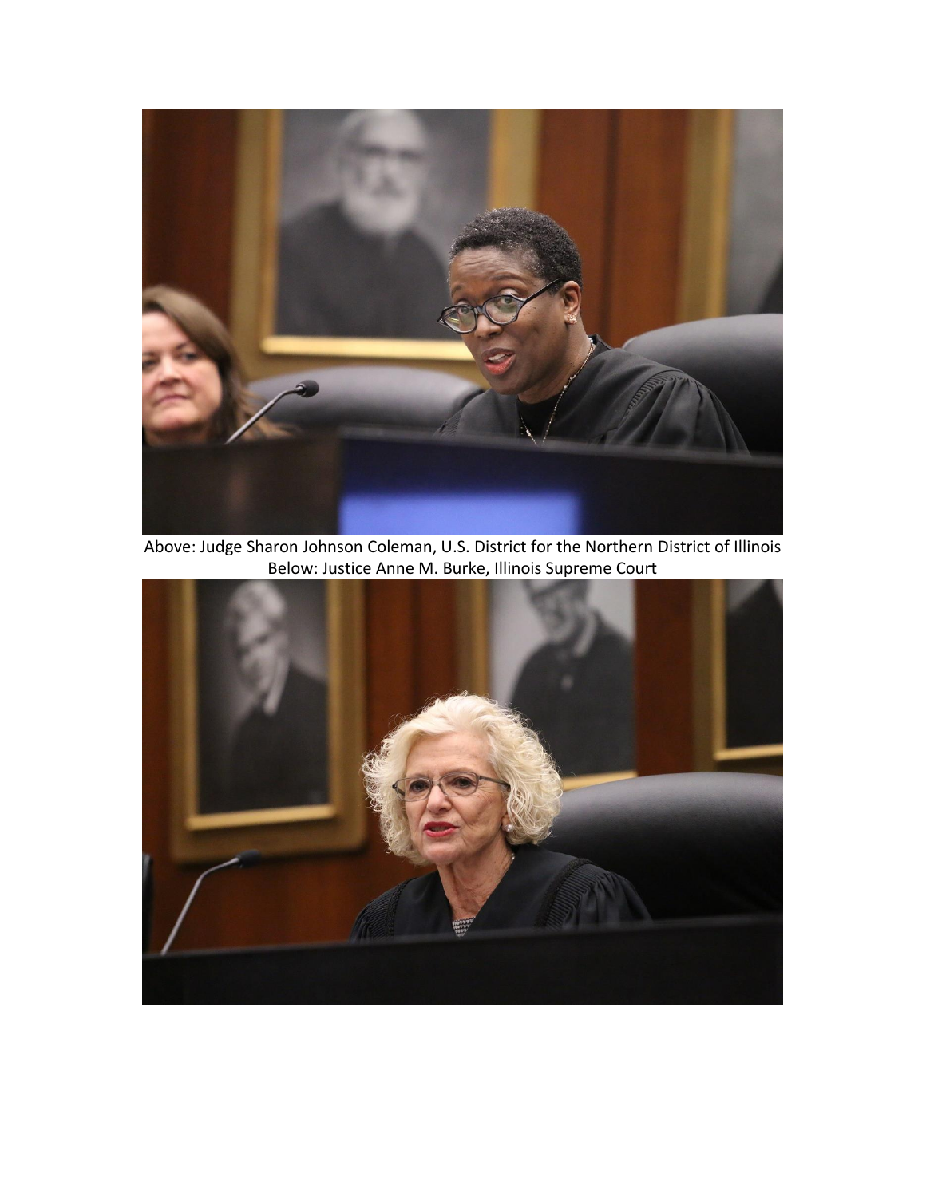Above: Judge Sharon Johnson Coleman, U.S. District for the Northern District of Illinois
Below: Justice Anne M. Burke, Illinois Supreme Court